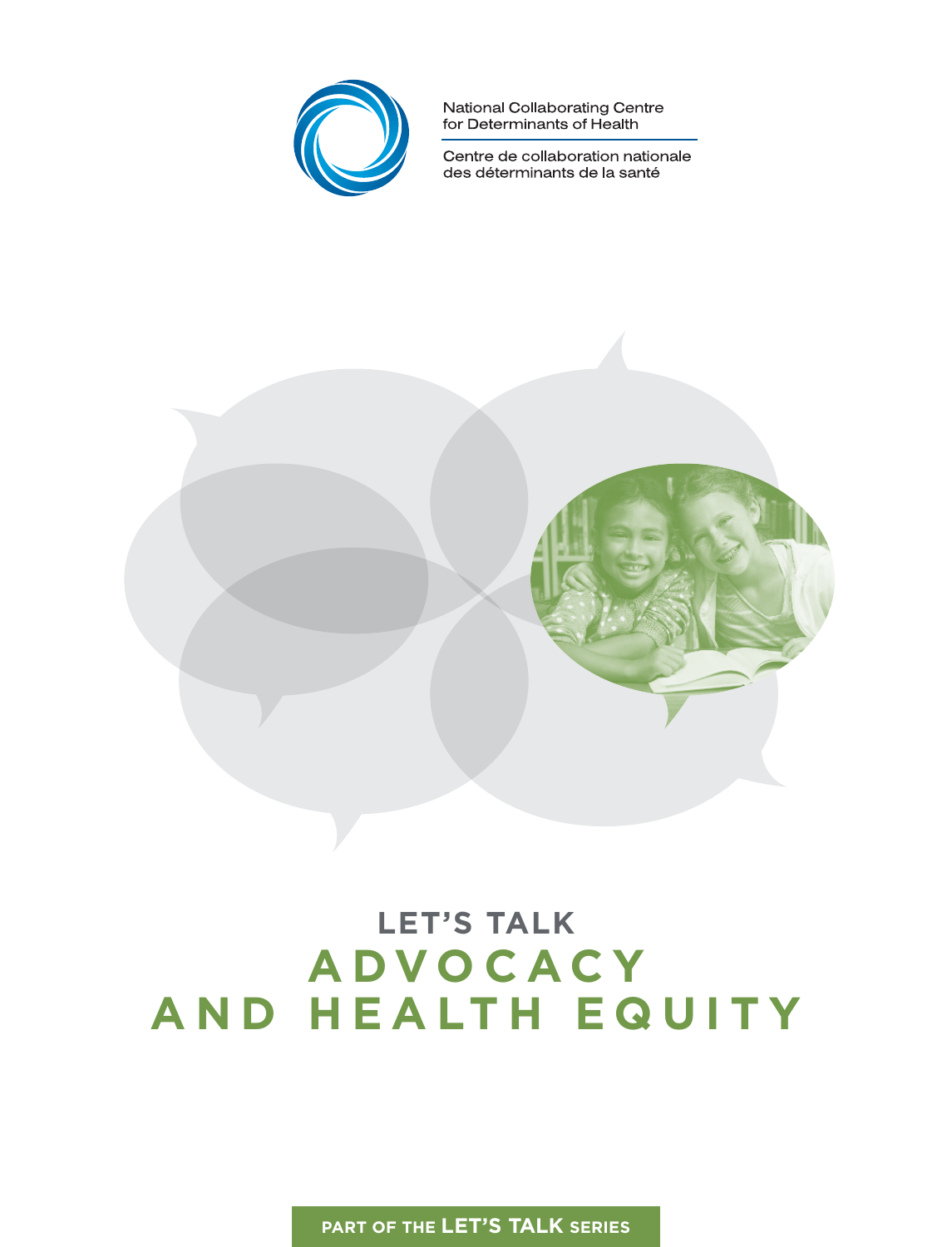National Collaborating Centre for Determinants of Health

Centre de collaboration nationale des déterminants de la santé

# LET'S TALK ADVOCACY AND HEALTH EQUITY

PART OF THE **LET'S TALK** SERIES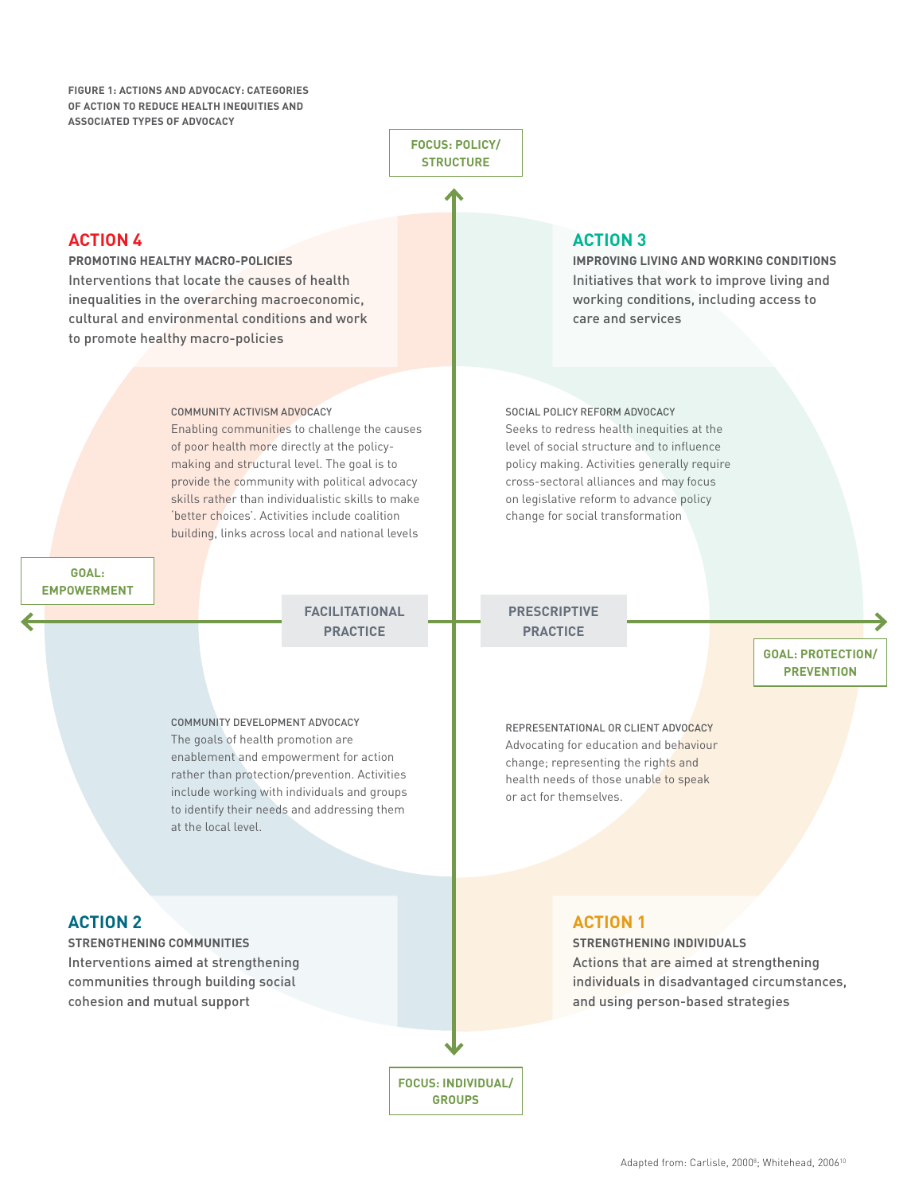FIGURE 1: ACTIONS AND ADVOCACY: CATEGORIES OF ACTION TO REDUCE HEALTH INEQUITIES AND ASSOCIATED TYPES OF ADVOCACY

FOCUS: POLICY/ STRUCTURE

## ACTION 4

**PROMOTING HEALTHY MACRO-POLICIES**

Interventions that locate the causes of health inequalities in the overarching macroeconomic, cultural and environmental conditions and work to promote healthy macro-policies

## ACTION 3

**IMPROVING LIVING AND WORKING CONDITIONS**

Initiatives that work to improve living and working conditions, including access to care and services

COMMUNITY ACTIVISM ADVOCACY

Enabling communities to challenge the causes of poor health more directly at the policy-making and structural level. The goal is to provide the community with political advocacy skills rather than individualistic skills to make 'better choices'. Activities include coalition building, links across local and national levels

SOCIAL POLICY REFORM ADVOCACY

Seeks to redress health inequities at the level of social structure and to influence policy making. Activities generally require cross-sectoral alliances and may focus on legislative reform to advance policy change for social transformation

GOAL: EMPOWERMENT

FACILITATIONAL PRACTICE

PRESCRIPTIVE PRACTICE

GOAL: PROTECTION/ PREVENTION

COMMUNITY DEVELOPMENT ADVOCACY

The goals of health promotion are enablement and empowerment for action rather than protection/prevention. Activities include working with individuals and groups to identify their needs and addressing them at the local level.

REPRESENTATIONAL OR CLIENT ADVOCACY

Advocating for education and behaviour change; representing the rights and health needs of those unable to speak or act for themselves.

## ACTION 2

**STRENGTHENING COMMUNITIES**

Interventions aimed at strengthening communities through building social cohesion and mutual support

## ACTION 1

**STRENGTHENING INDIVIDUALS**

Actions that are aimed at strengthening individuals in disadvantaged circumstances, and using person-based strategies

FOCUS: INDIVIDUAL/ GROUPS

Adapted from: Carlisle, 2000[8]; Whitehead, 2006[10]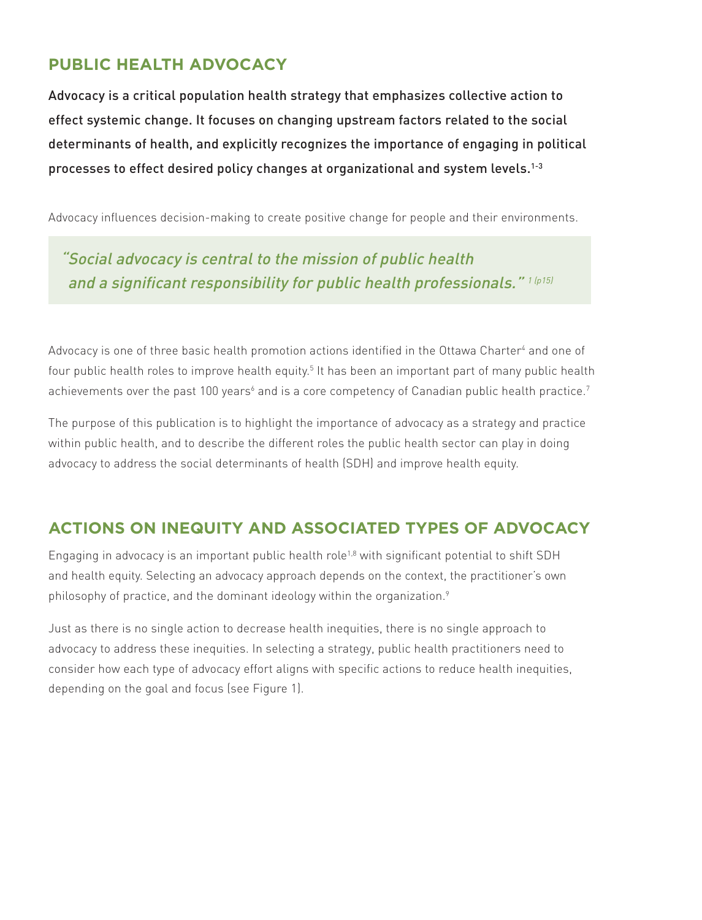## PUBLIC HEALTH ADVOCACY

**Advocacy is a critical population health strategy that emphasizes collective action to effect systemic change. It focuses on changing upstream factors related to the social determinants of health, and explicitly recognizes the importance of engaging in political processes to effect desired policy changes at organizational and system levels.[1-3]**

Advocacy influences decision-making to create positive change for people and their environments.

> *"Social advocacy is central to the mission of public health and a significant responsibility for public health professionals."* [1 (p15)]

Advocacy is one of three basic health promotion actions identified in the Ottawa Charter[4] and one of four public health roles to improve health equity.[5] It has been an important part of many public health achievements over the past 100 years[6] and is a core competency of Canadian public health practice.[7]

The purpose of this publication is to highlight the importance of advocacy as a strategy and practice within public health, and to describe the different roles the public health sector can play in doing advocacy to address the social determinants of health (SDH) and improve health equity.

## ACTIONS ON INEQUITY AND ASSOCIATED TYPES OF ADVOCACY

Engaging in advocacy is an important public health role[1,8] with significant potential to shift SDH and health equity. Selecting an advocacy approach depends on the context, the practitioner's own philosophy of practice, and the dominant ideology within the organization.[9]

Just as there is no single action to decrease health inequities, there is no single approach to advocacy to address these inequities. In selecting a strategy, public health practitioners need to consider how each type of advocacy effort aligns with specific actions to reduce health inequities, depending on the goal and focus (see Figure 1).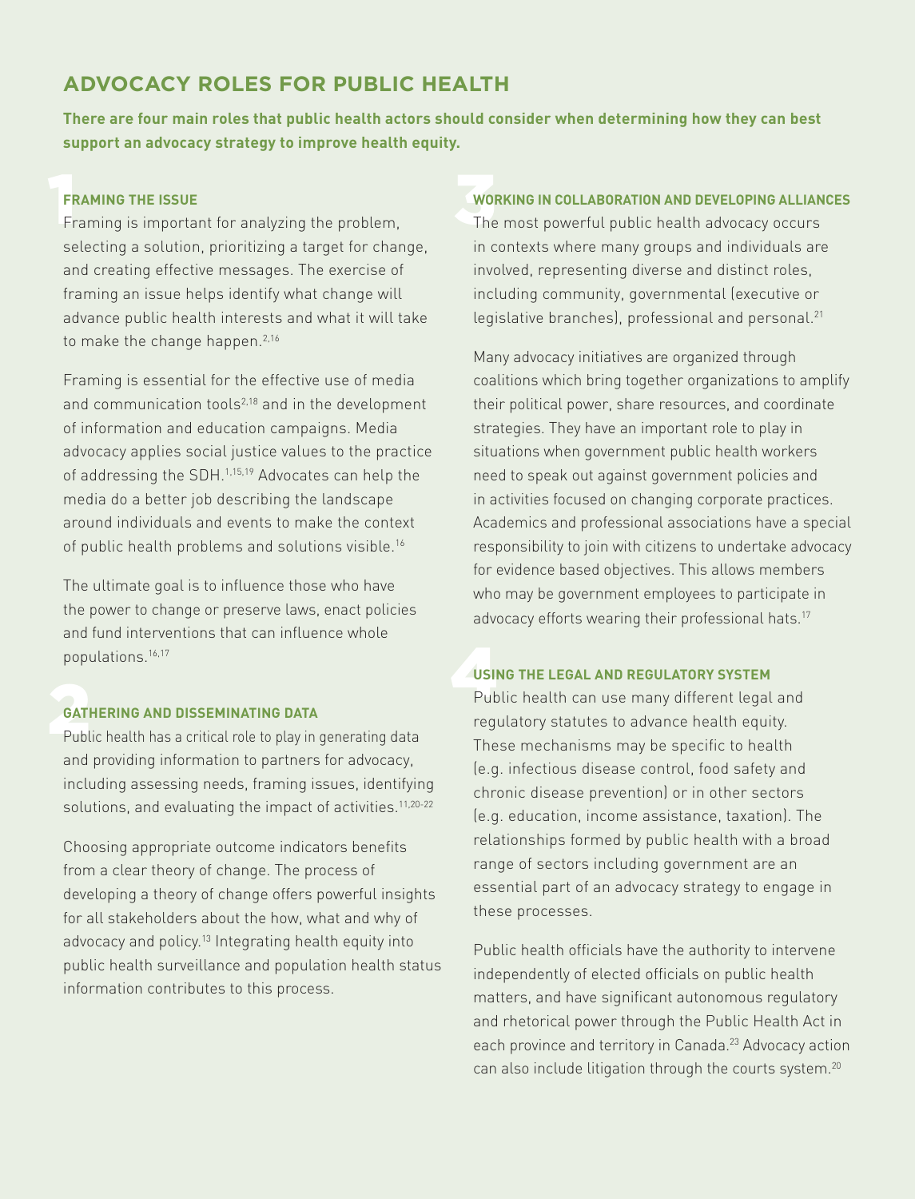## ADVOCACY ROLES FOR PUBLIC HEALTH

**There are four main roles that public health actors should consider when determining how they can best support an advocacy strategy to improve health equity.**

### 1 FRAMING THE ISSUE

Framing is important for analyzing the problem, selecting a solution, prioritizing a target for change, and creating effective messages. The exercise of framing an issue helps identify what change will advance public health interests and what it will take to make the change happen.[2,16]

Framing is essential for the effective use of media and communication tools[2,18] and in the development of information and education campaigns. Media advocacy applies social justice values to the practice of addressing the SDH.[1,15,19] Advocates can help the media do a better job describing the landscape around individuals and events to make the context of public health problems and solutions visible.[16]

The ultimate goal is to influence those who have the power to change or preserve laws, enact policies and fund interventions that can influence whole populations.[16,17]

### 2 GATHERING AND DISSEMINATING DATA

Public health has a critical role to play in generating data and providing information to partners for advocacy, including assessing needs, framing issues, identifying solutions, and evaluating the impact of activities.[11,20-22]

Choosing appropriate outcome indicators benefits from a clear theory of change. The process of developing a theory of change offers powerful insights for all stakeholders about the how, what and why of advocacy and policy.[13] Integrating health equity into public health surveillance and population health status information contributes to this process.

### 3 WORKING IN COLLABORATION AND DEVELOPING ALLIANCES

The most powerful public health advocacy occurs in contexts where many groups and individuals are involved, representing diverse and distinct roles, including community, governmental (executive or legislative branches), professional and personal.[21]

Many advocacy initiatives are organized through coalitions which bring together organizations to amplify their political power, share resources, and coordinate strategies. They have an important role to play in situations when government public health workers need to speak out against government policies and in activities focused on changing corporate practices. Academics and professional associations have a special responsibility to join with citizens to undertake advocacy for evidence based objectives. This allows members who may be government employees to participate in advocacy efforts wearing their professional hats.[17]

### 4 USING THE LEGAL AND REGULATORY SYSTEM

Public health can use many different legal and regulatory statutes to advance health equity. These mechanisms may be specific to health (e.g. infectious disease control, food safety and chronic disease prevention) or in other sectors (e.g. education, income assistance, taxation). The relationships formed by public health with a broad range of sectors including government are an essential part of an advocacy strategy to engage in these processes.

Public health officials have the authority to intervene independently of elected officials on public health matters, and have significant autonomous regulatory and rhetorical power through the Public Health Act in each province and territory in Canada.[23] Advocacy action can also include litigation through the courts system.[20]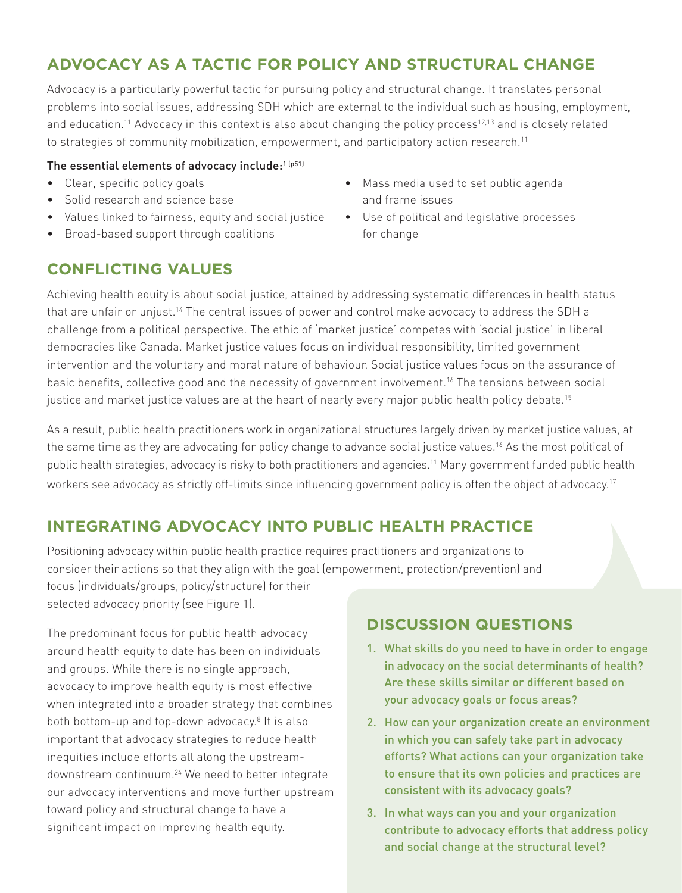## ADVOCACY AS A TACTIC FOR POLICY AND STRUCTURAL CHANGE

Advocacy is a particularly powerful tactic for pursuing policy and structural change. It translates personal problems into social issues, addressing SDH which are external to the individual such as housing, employment, and education.[11] Advocacy in this context is also about changing the policy process[12,13] and is closely related to strategies of community mobilization, empowerment, and participatory action research.[11]

**The essential elements of advocacy include:**[1 (p51)]

- Clear, specific policy goals
- Solid research and science base
- Values linked to fairness, equity and social justice
- Broad-based support through coalitions
- Mass media used to set public agenda and frame issues
- Use of political and legislative processes for change

## CONFLICTING VALUES

Achieving health equity is about social justice, attained by addressing systematic differences in health status that are unfair or unjust.[14] The central issues of power and control make advocacy to address the SDH a challenge from a political perspective. The ethic of 'market justice' competes with 'social justice' in liberal democracies like Canada. Market justice values focus on individual responsibility, limited government intervention and the voluntary and moral nature of behaviour. Social justice values focus on the assurance of basic benefits, collective good and the necessity of government involvement.[16] The tensions between social justice and market justice values are at the heart of nearly every major public health policy debate.[15]

As a result, public health practitioners work in organizational structures largely driven by market justice values, at the same time as they are advocating for policy change to advance social justice values.[16] As the most political of public health strategies, advocacy is risky to both practitioners and agencies.[11] Many government funded public health workers see advocacy as strictly off-limits since influencing government policy is often the object of advocacy.[17]

## INTEGRATING ADVOCACY INTO PUBLIC HEALTH PRACTICE

Positioning advocacy within public health practice requires practitioners and organizations to consider their actions so that they align with the goal (empowerment, protection/prevention) and focus (individuals/groups, policy/structure) for their selected advocacy priority (see Figure 1).

The predominant focus for public health advocacy around health equity to date has been on individuals and groups. While there is no single approach, advocacy to improve health equity is most effective when integrated into a broader strategy that combines both bottom-up and top-down advocacy.[8] It is also important that advocacy strategies to reduce health inequities include efforts all along the upstream-downstream continuum.[24] We need to better integrate our advocacy interventions and move further upstream toward policy and structural change to have a significant impact on improving health equity.

## DISCUSSION QUESTIONS

1. What skills do you need to have in order to engage in advocacy on the social determinants of health? Are these skills similar or different based on your advocacy goals or focus areas?
2. How can your organization create an environment in which you can safely take part in advocacy efforts? What actions can your organization take to ensure that its own policies and practices are consistent with its advocacy goals?
3. In what ways can you and your organization contribute to advocacy efforts that address policy and social change at the structural level?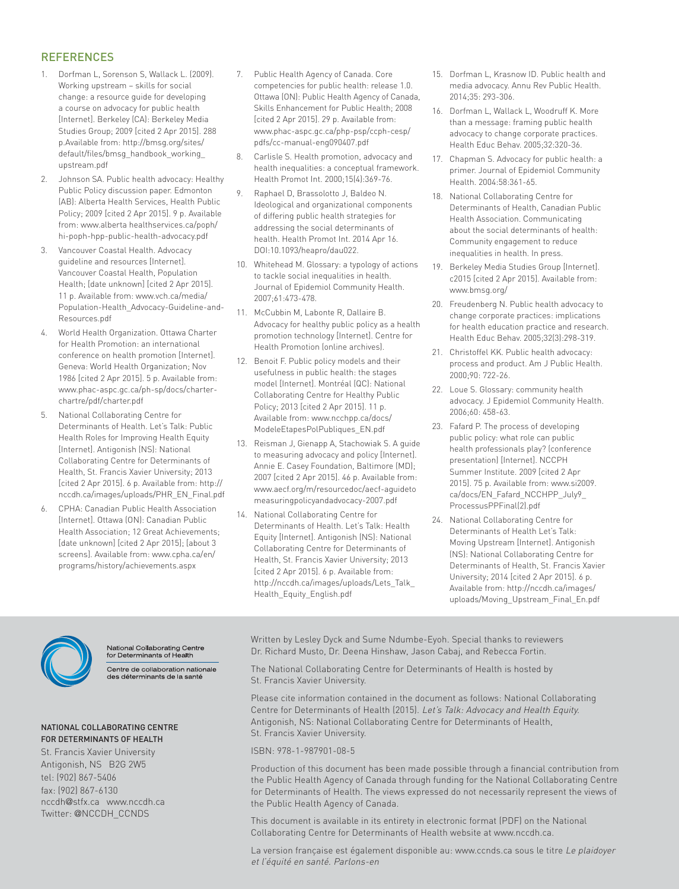## REFERENCES

1. Dorfman L, Sorenson S, Wallack L. (2009). Working upstream – skills for social change: a resource guide for developing a course on advocacy for public health [Internet]. Berkeley (CA): Berkeley Media Studies Group; 2009 [cited 2 Apr 2015]. 288 p.Available from: http://bmsg.org/sites/default/files/bmsg_handbook_working_upstream.pdf
2. Johnson SA. Public health advocacy: Healthy Public Policy discussion paper. Edmonton (AB): Alberta Health Services, Health Public Policy; 2009 [cited 2 Apr 2015]. 9 p. Available from: www.alberta healthservices.ca/poph/hi-poph-hpp-public-health-advocacy.pdf
3. Vancouver Coastal Health. Advocacy guideline and resources [Internet]. Vancouver Coastal Health, Population Health; [date unknown] [cited 2 Apr 2015]. 11 p. Available from: www.vch.ca/media/Population-Health_Advocacy-Guideline-and-Resources.pdf
4. World Health Organization. Ottawa Charter for Health Promotion: an international conference on health promotion [Internet]. Geneva: World Health Organization; Nov 1986 [cited 2 Apr 2015]. 5 p. Available from: www.phac-aspc.gc.ca/ph-sp/docs/charter-chartre/pdf/charter.pdf
5. National Collaborating Centre for Determinants of Health. Let's Talk: Public Health Roles for Improving Health Equity [Internet]. Antigonish (NS): National Collaborating Centre for Determinants of Health, St. Francis Xavier University; 2013 [cited 2 Apr 2015]. 6 p. Available from: http://nccdh.ca/images/uploads/PHR_EN_Final.pdf
6. CPHA: Canadian Public Health Association [Internet]. Ottawa (ON): Canadian Public Health Association; 12 Great Achievements; [date unknown] [cited 2 Apr 2015]; [about 3 screens]. Available from: www.cpha.ca/en/programs/history/achievements.aspx
7. Public Health Agency of Canada. Core competencies for public health: release 1.0. Ottawa (ON): Public Health Agency of Canada, Skills Enhancement for Public Health; 2008 [cited 2 Apr 2015]. 29 p. Available from: www.phac-aspc.gc.ca/php-psp/ccph-cesp/pdfs/cc-manual-eng090407.pdf
8. Carlisle S. Health promotion, advocacy and health inequalities: a conceptual framework. Health Promot Int. 2000;15(4):369-76.
9. Raphael D, Brassolotto J, Baldeo N. Ideological and organizational components of differing public health strategies for addressing the social determinants of health. Health Promot Int. 2014 Apr 16. DOI:10.1093/heapro/dau022.
10. Whitehead M. Glossary: a typology of actions to tackle social inequalities in health. Journal of Epidemiol Community Health. 2007;61:473-478.
11. McCubbin M, Labonte R, Dallaire B. Advocacy for healthy public policy as a health promotion technology [Internet]. Centre for Health Promotion (online archives).
12. Benoit F. Public policy models and their usefulness in public health: the stages model [Internet]. Montréal (QC): National Collaborating Centre for Healthy Public Policy; 2013 [cited 2 Apr 2015]. 11 p. Available from: www.ncchpp.ca/docs/ModeleEtapesPolPubliques_EN.pdf
13. Reisman J, Gienapp A, Stachowiak S. A guide to measuring advocacy and policy [Internet]. Annie E. Casey Foundation, Baltimore (MD); 2007 [cited 2 Apr 2015]. 46 p. Available from: www.aecf.org/m/resourcedoc/aecf-aguidetomeasuringpolicyandadvocacy-2007.pdf
14. National Collaborating Centre for Determinants of Health. Let's Talk: Health Equity [Internet]. Antigonish (NS): National Collaborating Centre for Determinants of Health, St. Francis Xavier University; 2013 [cited 2 Apr 2015]. 6 p. Available from: http://nccdh.ca/images/uploads/Lets_Talk_Health_Equity_English.pdf
15. Dorfman L, Krasnow ID. Public health and media advocacy. Annu Rev Public Health. 2014;35: 293-306.
16. Dorfman L, Wallack L, Woodruff K. More than a message: framing public health advocacy to change corporate practices. Health Educ Behav. 2005;32:320-36.
17. Chapman S. Advocacy for public health: a primer. Journal of Epidemiol Community Health. 2004:58:361-65.
18. National Collaborating Centre for Determinants of Health, Canadian Public Health Association. Communicating about the social determinants of health: Community engagement to reduce inequalities in health. In press.
19. Berkeley Media Studies Group [Internet]. c2015 [cited 2 Apr 2015]. Available from: www.bmsg.org/
20. Freudenberg N. Public health advocacy to change corporate practices: implications for health education practice and research. Health Educ Behav. 2005;32(3):298-319.
21. Christoffel KK. Public health advocacy: process and product. Am J Public Health. 2000;90: 722-26.
22. Loue S. Glossary: community health advocacy. J Epidemiol Community Health. 2006;60: 458-63.
23. Fafard P. The process of developing public policy: what role can public health professionals play? (conference presentation) [Internet]. NCCPH Summer Institute. 2009 [cited 2 Apr 2015]. 75 p. Available from: www.si2009.ca/docs/EN_Fafard_NCCHPP_July9_ProcessusPPFinal(2).pdf
24. National Collaborating Centre for Determinants of Health Let's Talk: Moving Upstream [Internet]. Antigonish (NS): National Collaborating Centre for Determinants of Health, St. Francis Xavier University; 2014 [cited 2 Apr 2015]. 6 p. Available from: http://nccdh.ca/images/uploads/Moving_Upstream_Final_En.pdf

National Collaborating Centre for Determinants of Health

Centre de collaboration nationale des déterminants de la santé

**NATIONAL COLLABORATING CENTRE FOR DETERMINANTS OF HEALTH**

St. Francis Xavier University
Antigonish, NS B2G 2W5
tel: (902) 867-5406
fax: (902) 867-6130
nccdh@stfx.ca www.nccdh.ca
Twitter: @NCCDH_CCNDS

Written by Lesley Dyck and Sume Ndumbe-Eyoh. Special thanks to reviewers Dr. Richard Musto, Dr. Deena Hinshaw, Jason Cabaj, and Rebecca Fortin.

The National Collaborating Centre for Determinants of Health is hosted by St. Francis Xavier University.

Please cite information contained in the document as follows: National Collaborating Centre for Determinants of Health (2015). *Let's Talk: Advocacy and Health Equity.* Antigonish, NS: National Collaborating Centre for Determinants of Health, St. Francis Xavier University.

ISBN: 978-1-987901-08-5

Production of this document has been made possible through a financial contribution from the Public Health Agency of Canada through funding for the National Collaborating Centre for Determinants of Health. The views expressed do not necessarily represent the views of the Public Health Agency of Canada.

This document is available in its entirety in electronic format (PDF) on the National Collaborating Centre for Determinants of Health website at www.nccdh.ca.

La version française est également disponible au: www.ccnds.ca sous le titre *Le plaidoyer et l'équité en santé. Parlons-en*